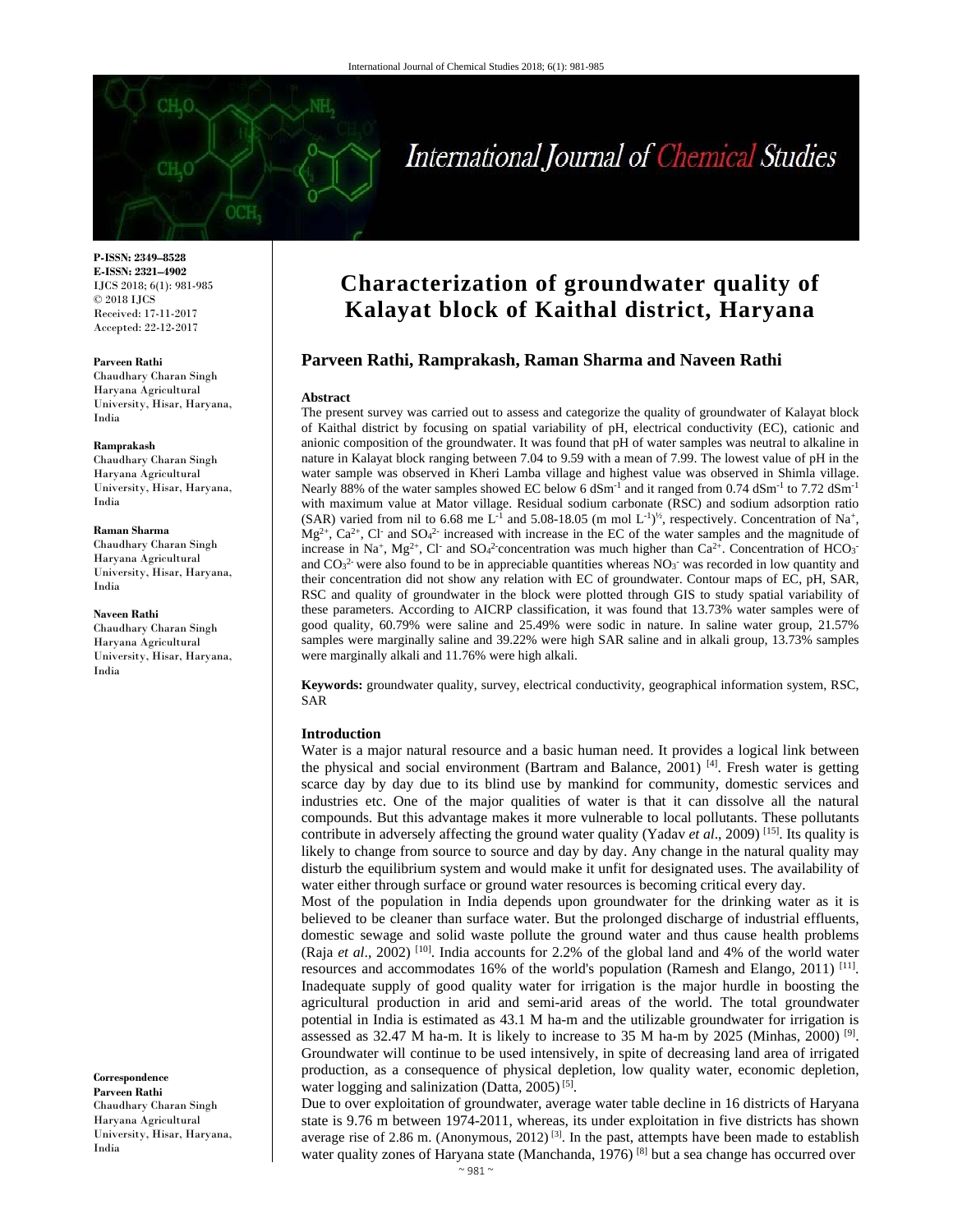# Characterization of groundwater quality of Kalayat block of Kaithal district, Haryana

**Parveen Rathi, Ramprakash, Raman Sharma and Naveen Rathi**

P-ISSN: 2349–8528
E-ISSN: 2321–4902
IJCS 2018; 6(1): 981-985
© 2018 IJCS
Received: 17-11-2017
Accepted: 22-12-2017

**Parveen Rathi**
Chaudhary Charan Singh Haryana Agricultural University, Hisar, Haryana, India

**Ramprakash**
Chaudhary Charan Singh Haryana Agricultural University, Hisar, Haryana, India

**Raman Sharma**
Chaudhary Charan Singh Haryana Agricultural University, Hisar, Haryana, India

**Naveen Rathi**
Chaudhary Charan Singh Haryana Agricultural University, Hisar, Haryana, India

**Correspondence**
**Parveen Rathi**
Chaudhary Charan Singh Haryana Agricultural University, Hisar, Haryana, India

### Abstract

The present survey was carried out to assess and categorize the quality of groundwater of Kalayat block of Kaithal district by focusing on spatial variability of pH, electrical conductivity (EC), cationic and anionic composition of the groundwater. It was found that pH of water samples was neutral to alkaline in nature in Kalayat block ranging between 7.04 to 9.59 with a mean of 7.99. The lowest value of pH in the water sample was observed in Kheri Lamba village and highest value was observed in Shimla village. Nearly 88% of the water samples showed EC below 6 $dSm^{-1}$ and it ranged from 0.74 $dSm^{-1}$ to 7.72 $dSm^{-1}$ with maximum value at Mator village. Residual sodium carbonate (RSC) and sodium adsorption ratio (SAR) varied from nil to 6.68 me $L^{-1}$ and 5.08-18.05 (m mol $L^{-1}$)$^{½}$, respectively. Concentration of $Na^{+}$, $Mg^{2+}$, $Ca^{2+}$, $Cl^{-}$ and $SO_4^{2-}$ increased with increase in the EC of the water samples and the magnitude of increase in $Na^{+}$, $Mg^{2+}$, $Cl^{-}$ and $SO_4^{2-}$concentration was much higher than $Ca^{2+}$. Concentration of $HCO_3^{-}$ and $CO_3^{2-}$ were also found to be in appreciable quantities whereas $NO_3^{-}$ was recorded in low quantity and their concentration did not show any relation with EC of groundwater. Contour maps of EC, pH, SAR, RSC and quality of groundwater in the block were plotted through GIS to study spatial variability of these parameters. According to AICRP classification, it was found that 13.73% water samples were of good quality, 60.79% were saline and 25.49% were sodic in nature. In saline water group, 21.57% samples were marginally saline and 39.22% were high SAR saline and in alkali group, 13.73% samples were marginally alkali and 11.76% were high alkali.

**Keywords:** groundwater quality, survey, electrical conductivity, geographical information system, RSC, SAR

### Introduction

Water is a major natural resource and a basic human need. It provides a logical link between the physical and social environment (Bartram and Balance, 2001) [4]. Fresh water is getting scarce day by day due to its blind use by mankind for community, domestic services and industries etc. One of the major qualities of water is that it can dissolve all the natural compounds. But this advantage makes it more vulnerable to local pollutants. These pollutants contribute in adversely affecting the ground water quality (Yadav *et al*., 2009) [15]. Its quality is likely to change from source to source and day by day. Any change in the natural quality may disturb the equilibrium system and would make it unfit for designated uses. The availability of water either through surface or ground water resources is becoming critical every day.

Most of the population in India depends upon groundwater for the drinking water as it is believed to be cleaner than surface water. But the prolonged discharge of industrial effluents, domestic sewage and solid waste pollute the ground water and thus cause health problems (Raja *et al*., 2002) [10]. India accounts for 2.2% of the global land and 4% of the world water resources and accommodates 16% of the world's population (Ramesh and Elango, 2011) [11]. Inadequate supply of good quality water for irrigation is the major hurdle in boosting the agricultural production in arid and semi-arid areas of the world. The total groundwater potential in India is estimated as 43.1 M ha-m and the utilizable groundwater for irrigation is assessed as 32.47 M ha-m. It is likely to increase to 35 M ha-m by 2025 (Minhas, 2000) [9]. Groundwater will continue to be used intensively, in spite of decreasing land area of irrigated production, as a consequence of physical depletion, low quality water, economic depletion, water logging and salinization (Datta, 2005) [5].

Due to over exploitation of groundwater, average water table decline in 16 districts of Haryana state is 9.76 m between 1974-2011, whereas, its under exploitation in five districts has shown average rise of 2.86 m. (Anonymous, 2012) [3]. In the past, attempts have been made to establish water quality zones of Haryana state (Manchanda, 1976) [8] but a sea change has occurred over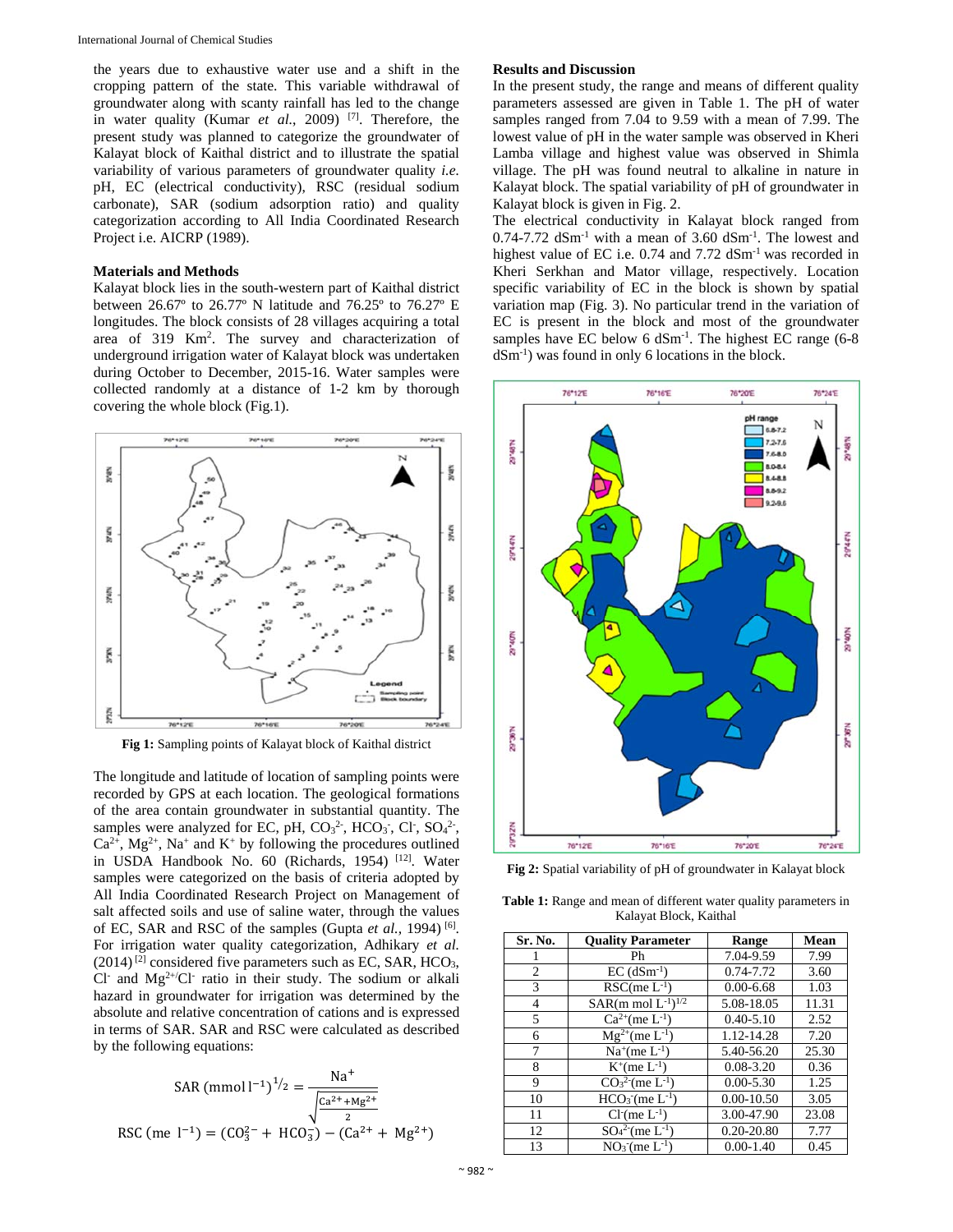the years due to exhaustive water use and a shift in the cropping pattern of the state. This variable withdrawal of groundwater along with scanty rainfall has led to the change in water quality (Kumar *et al.*, 2009) [7]. Therefore, the present study was planned to categorize the groundwater of Kalayat block of Kaithal district and to illustrate the spatial variability of various parameters of groundwater quality *i.e.* pH, EC (electrical conductivity), RSC (residual sodium carbonate), SAR (sodium adsorption ratio) and quality categorization according to All India Coordinated Research Project i.e. AICRP (1989).

## Materials and Methods

Kalayat block lies in the south-western part of Kaithal district between 26.67º to 26.77º N latitude and 76.25º to 76.27º E longitudes. The block consists of 28 villages acquiring a total area of 319 Km². The survey and characterization of underground irrigation water of Kalayat block was undertaken during October to December, 2015-16. Water samples were collected randomly at a distance of 1-2 km by thorough covering the whole block (Fig.1).

**Fig 1:** Sampling points of Kalayat block of Kaithal district

The longitude and latitude of location of sampling points were recorded by GPS at each location. The geological formations of the area contain groundwater in substantial quantity. The samples were analyzed for EC, pH, $CO_3^{2-}$, $HCO_3^-$, $Cl^-$, $SO_4^{2-}$, $Ca^{2+}$, $Mg^{2+}$, $Na^+$ and $K^+$ by following the procedures outlined in USDA Handbook No. 60 (Richards, 1954) [12]. Water samples were categorized on the basis of criteria adopted by All India Coordinated Research Project on Management of salt affected soils and use of saline water, through the values of EC, SAR and RSC of the samples (Gupta *et al.*, 1994) [6]. For irrigation water quality categorization, Adhikary *et al.* (2014) [2] considered five parameters such as EC, SAR, $HCO_3$, $Cl^-$ and $Mg^{2+}/Cl^-$ ratio in their study. The sodium or alkali hazard in groundwater for irrigation was determined by the absolute and relative concentration of cations and is expressed in terms of SAR. SAR and RSC were calculated as described by the following equations:

$$\text{SAR}\ (\text{mmol}\ l^{-1})^{1/2} = \frac{Na^+}{\sqrt{\frac{Ca^{2+}+Mg^{2+}}{2}}}$$

$$\text{RSC}\ (\text{me}\ l^{-1}) = (CO_3^{2-} + HCO_3^-) - (Ca^{2+} + Mg^{2+})$$

## Results and Discussion

In the present study, the range and means of different quality parameters assessed are given in Table 1. The pH of water samples ranged from 7.04 to 9.59 with a mean of 7.99. The lowest value of pH in the water sample was observed in Kheri Lamba village and highest value was observed in Shimla village. The pH was found neutral to alkaline in nature in Kalayat block. The spatial variability of pH of groundwater in Kalayat block is given in Fig. 2.

The electrical conductivity in Kalayat block ranged from 0.74-7.72 $dSm^{-1}$ with a mean of 3.60 $dSm^{-1}$. The lowest and highest value of EC i.e. 0.74 and 7.72 $dSm^{-1}$ was recorded in Kheri Serkhan and Mator village, respectively. Location specific variability of EC in the block is shown by spatial variation map (Fig. 3). No particular trend in the variation of EC is present in the block and most of the groundwater samples have EC below 6 $dSm^{-1}$. The highest EC range (6-8 $dSm^{-1}$) was found in only 6 locations in the block.

**Fig 2:** Spatial variability of pH of groundwater in Kalayat block

**Table 1:** Range and mean of different water quality parameters in Kalayat Block, Kaithal

| Sr. No. | Quality Parameter | Range | Mean |
|---|---|---|---|
| 1 | Ph | 7.04-9.59 | 7.99 |
| 2 | EC ($dSm^{-1}$) | 0.74-7.72 | 3.60 |
| 3 | RSC(me $L^{-1}$) | 0.00-6.68 | 1.03 |
| 4 | SAR(m mol $L^{-1})^{1/2}$ | 5.08-18.05 | 11.31 |
| 5 | $Ca^{2+}$(me $L^{-1}$) | 0.40-5.10 | 2.52 |
| 6 | $Mg^{2+}$(me $L^{-1}$) | 1.12-14.28 | 7.20 |
| 7 | $Na^+$(me $L^{-1}$) | 5.40-56.20 | 25.30 |
| 8 | $K^+$(me $L^{-1}$) | 0.08-3.20 | 0.36 |
| 9 | $CO_3^{2-}$(me $L^{-1}$) | 0.00-5.30 | 1.25 |
| 10 | $HCO_3^-$(me $L^{-1}$) | 0.00-10.50 | 3.05 |
| 11 | $Cl^-$(me $L^{-1}$) | 3.00-47.90 | 23.08 |
| 12 | $SO_4^{2-}$(me $L^{-1}$) | 0.20-20.80 | 7.77 |
| 13 | $NO_3^-$(me $L^{-1}$) | 0.00-1.40 | 0.45 |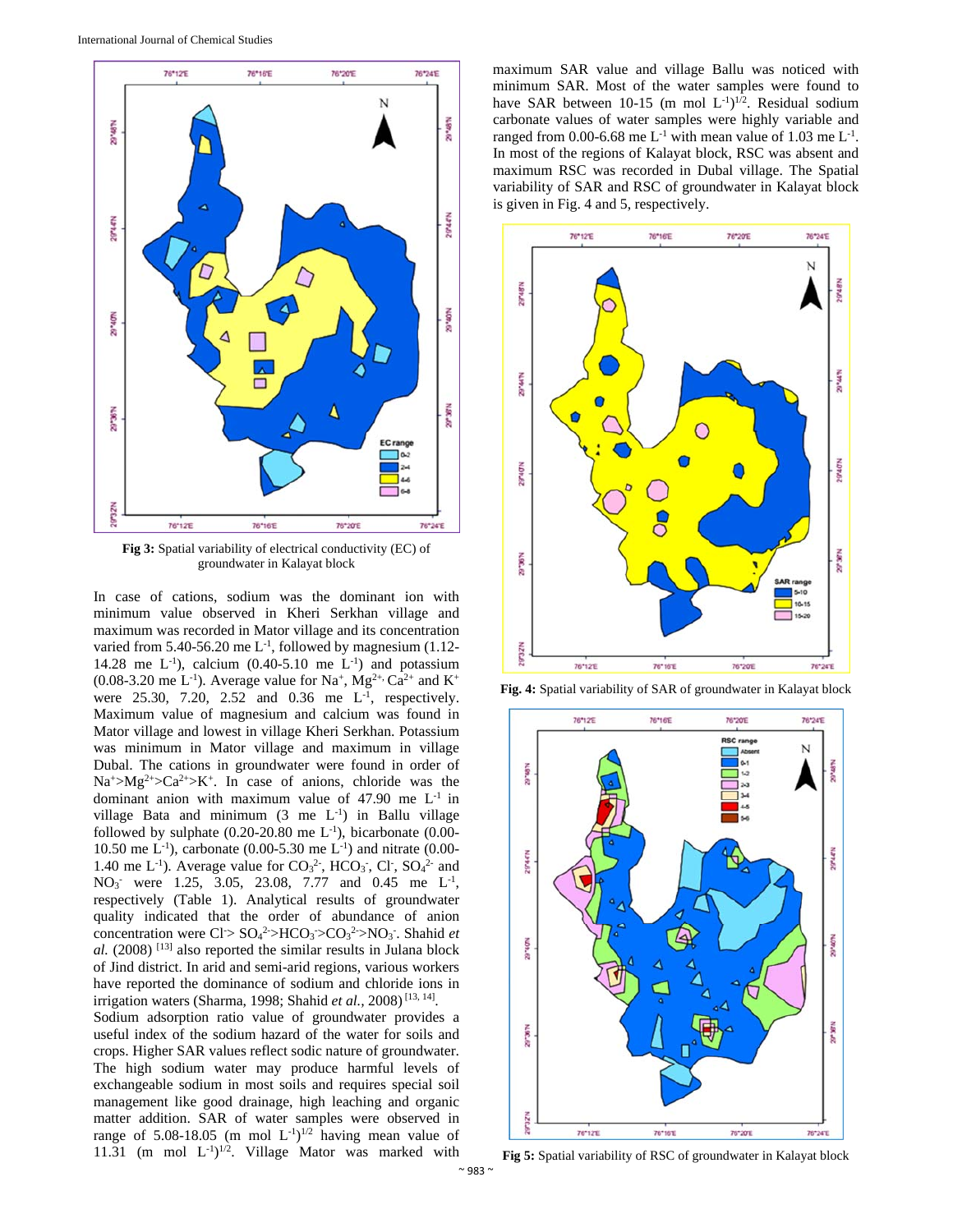Fig 3: Spatial variability of electrical conductivity (EC) of groundwater in Kalayat block

In case of cations, sodium was the dominant ion with minimum value observed in Kheri Serkhan village and maximum was recorded in Mator village and its concentration varied from 5.40-56.20 me $L^{-1}$, followed by magnesium (1.12-14.28 me $L^{-1}$), calcium (0.40-5.10 me $L^{-1}$) and potassium (0.08-3.20 me $L^{-1}$). Average value for $Na^{+}$, $Mg^{2+}$, $Ca^{2+}$ and $K^{+}$ were 25.30, 7.20, 2.52 and 0.36 me $L^{-1}$, respectively. Maximum value of magnesium and calcium was found in Mator village and lowest in village Kheri Serkhan. Potassium was minimum in Mator village and maximum in village Dubal. The cations in groundwater were found in order of $Na^{+}>Mg^{2+}>Ca^{2+}>K^{+}$. In case of anions, chloride was the dominant anion with maximum value of 47.90 me $L^{-1}$ in village Bata and minimum (3 me $L^{-1}$) in Ballu village followed by sulphate (0.20-20.80 me $L^{-1}$), bicarbonate (0.00-10.50 me $L^{-1}$), carbonate (0.00-5.30 me $L^{-1}$) and nitrate (0.00-1.40 me $L^{-1}$). Average value for $CO_3^{2-}$, $HCO_3^{-}$, $Cl^{-}$, $SO_4^{2-}$ and $NO_3^{-}$ were 1.25, 3.05, 23.08, 7.77 and 0.45 me $L^{-1}$, respectively (Table 1). Analytical results of groundwater quality indicated that the order of abundance of anion concentration were $Cl^{-} > SO_4^{2-} > HCO_3^{-} > CO_3^{2-} > NO_3^{-}$. Shahid *et al.* (2008) [13] also reported the similar results in Julana block of Jind district. In arid and semi-arid regions, various workers have reported the dominance of sodium and chloride ions in irrigation waters (Sharma, 1998; Shahid *et al.*, 2008) [13, 14].

Sodium adsorption ratio value of groundwater provides a useful index of the sodium hazard of the water for soils and crops. Higher SAR values reflect sodic nature of groundwater. The high sodium water may produce harmful levels of exchangeable sodium in most soils and requires special soil management like good drainage, high leaching and organic matter addition. SAR of water samples were observed in range of 5.08-18.05 (m mol $L^{-1})^{1/2}$ having mean value of 11.31 (m mol $L^{-1})^{1/2}$. Village Mator was marked with maximum SAR value and village Ballu was noticed with minimum SAR. Most of the water samples were found to have SAR between 10-15 (m mol $L^{-1})^{1/2}$. Residual sodium carbonate values of water samples were highly variable and ranged from 0.00-6.68 me $L^{-1}$ with mean value of 1.03 me $L^{-1}$. In most of the regions of Kalayat block, RSC was absent and maximum RSC was recorded in Dubal village. The Spatial variability of SAR and RSC of groundwater in Kalayat block is given in Fig. 4 and 5, respectively.

Fig. 4: Spatial variability of SAR of groundwater in Kalayat block

Fig 5: Spatial variability of RSC of groundwater in Kalayat block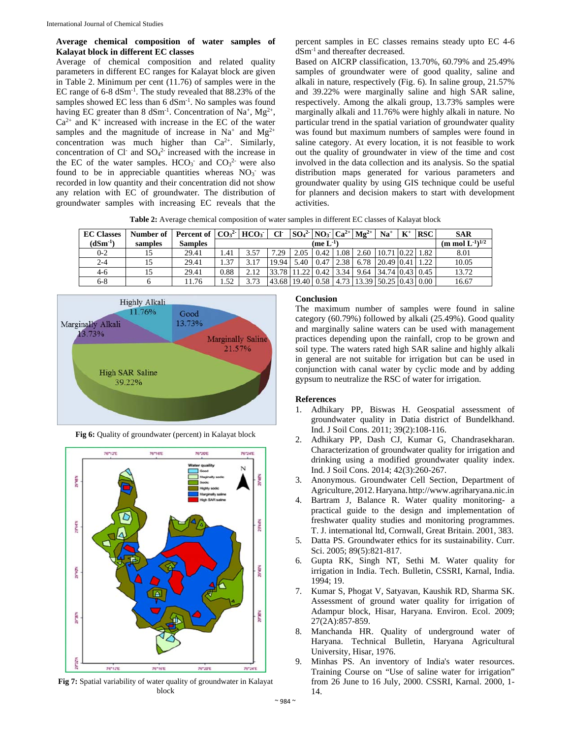**Average chemical composition of water samples of Kalayat block in different EC classes**

Average of chemical composition and related quality parameters in different EC ranges for Kalayat block are given in Table 2. Minimum per cent (11.76) of samples were in the EC range of 6-8 $dSm^{-1}$. The study revealed that 88.23% of the samples showed EC less than 6 $dSm^{-1}$. No samples was found having EC greater than 8 $dSm^{-1}$. Concentration of $Na^+$, $Mg^{2+}$, $Ca^{2+}$ and $K^+$ increased with increase in the EC of the water samples and the magnitude of increase in $Na^+$ and $Mg^{2+}$ concentration was much higher than $Ca^{2+}$. Similarly, concentration of $Cl^-$ and $SO_4^{2-}$ increased with the increase in the EC of the water samples. $HCO_3^-$ and $CO_3^{2-}$ were also found to be in appreciable quantities whereas $NO_3^-$ was recorded in low quantity and their concentration did not show any relation with EC of groundwater. The distribution of groundwater samples with increasing EC reveals that the percent samples in EC classes remains steady upto EC 4-6 $dSm^{-1}$ and thereafter decreased.

Based on AICRP classification, 13.70%, 60.79% and 25.49% samples of groundwater were of good quality, saline and alkali in nature, respectively (Fig. 6). In saline group, 21.57% and 39.22% were marginally saline and high SAR saline, respectively. Among the alkali group, 13.73% samples were marginally alkali and 11.76% were highly alkali in nature. No particular trend in the spatial variation of groundwater quality was found but maximum numbers of samples were found in saline category. At every location, it is not feasible to work out the quality of groundwater in view of the time and cost involved in the data collection and its analysis. So the spatial distribution maps generated for various parameters and groundwater quality by using GIS technique could be useful for planners and decision makers to start with development activities.

**Table 2:** Average chemical composition of water samples in different EC classes of Kalayat block

| EC Classes ($dSm^{-1}$) | Number of samples | Percent of Samples | $CO_3^{2-}$ | $HCO_3^-$ | $Cl^-$ | $SO_4^{2-}$ | $NO_3^-$ | $Ca^{2+}$ | $Mg^{2+}$ | $Na^+$ | $K^+$ | RSC | SAR |
|---|---|---|---|---|---|---|---|---|---|---|---|---|---|
| | | | (me $L^{-1}$) | | | | | | | | | | (m mol $L^{-1})^{1/2}$ |
| 0-2 | 15 | 29.41 | 1.41 | 3.57 | 7.29 | 2.05 | 0.42 | 1.08 | 2.60 | 10.71 | 0.22 | 1.82 | 8.01 |
| 2-4 | 15 | 29.41 | 1.37 | 3.17 | 19.94 | 5.40 | 0.47 | 2.38 | 6.78 | 20.49 | 0.41 | 1.22 | 10.05 |
| 4-6 | 15 | 29.41 | 0.88 | 2.12 | 33.78 | 11.22 | 0.42 | 3.34 | 9.64 | 34.74 | 0.43 | 0.45 | 13.72 |
| 6-8 | 6 | 11.76 | 1.52 | 3.73 | 43.68 | 19.40 | 0.58 | 4.73 | 13.39 | 50.25 | 0.43 | 0.00 | 16.67 |

**Fig 6:** Quality of groundwater (percent) in Kalayat block

**Fig 7:** Spatial variability of water quality of groundwater in Kalayat block

## Conclusion

The maximum number of samples were found in saline category (60.79%) followed by alkali (25.49%). Good quality and marginally saline waters can be used with management practices depending upon the rainfall, crop to be grown and soil type. The waters rated high SAR saline and highly alkali in general are not suitable for irrigation but can be used in conjunction with canal water by cyclic mode and by adding gypsum to neutralize the RSC of water for irrigation.

## References

1. Adhikary PP, Biswas H. Geospatial assessment of groundwater quality in Datia district of Bundelkhand. Ind. J Soil Cons. 2011; 39(2):108-116.
2. Adhikary PP, Dash CJ, Kumar G, Chandrasekharan. Characterization of groundwater quality for irrigation and drinking using a modified groundwater quality index. Ind. J Soil Cons. 2014; 42(3):260-267.
3. Anonymous. Groundwater Cell Section, Department of Agriculture, 2012. Haryana. http://www.agriharyana.nic.in
4. Bartram J, Balance R. Water quality monitoring- a practical guide to the design and implementation of freshwater quality studies and monitoring programmes. T. J. international ltd, Cornwall, Great Britain. 2001, 383.
5. Datta PS. Groundwater ethics for its sustainability. Curr. Sci. 2005; 89(5):821-817.
6. Gupta RK, Singh NT, Sethi M. Water quality for irrigation in India. Tech. Bulletin, CSSRI, Karnal, India. 1994; 19.
7. Kumar S, Phogat V, Satyavan, Kaushik RD, Sharma SK. Assessment of ground water quality for irrigation of Adampur block, Hisar, Haryana. Environ. Ecol. 2009; 27(2A):857-859.
8. Manchanda HR. Quality of underground water of Haryana. Technical Bulletin, Haryana Agricultural University, Hisar, 1976.
9. Minhas PS. An inventory of India's water resources. Training Course on "Use of saline water for irrigation" from 26 June to 16 July, 2000. CSSRI, Karnal. 2000, 1-14.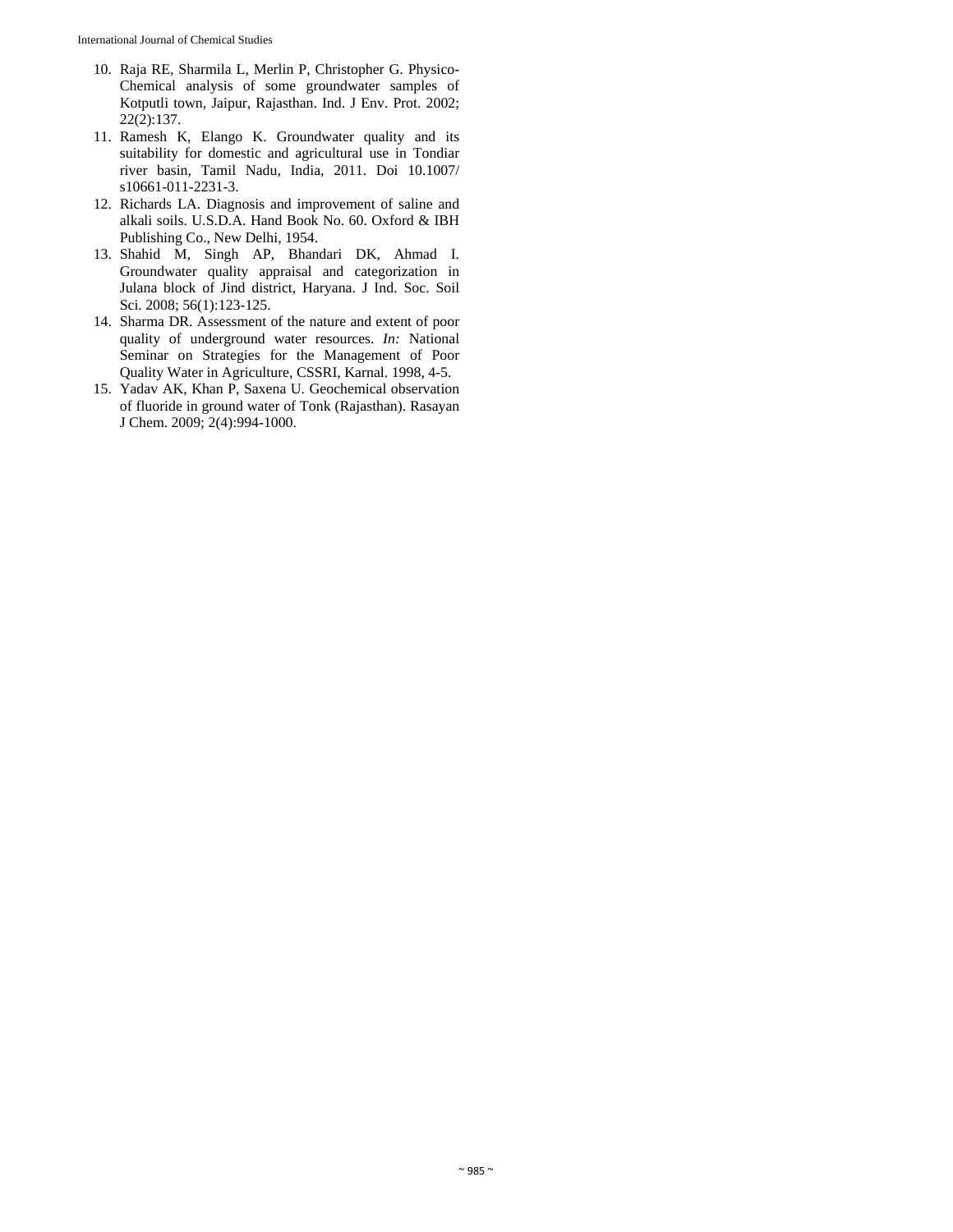10. Raja RE, Sharmila L, Merlin P, Christopher G. Physico-Chemical analysis of some groundwater samples of Kotputli town, Jaipur, Rajasthan. Ind. J Env. Prot. 2002; 22(2):137.
11. Ramesh K, Elango K. Groundwater quality and its suitability for domestic and agricultural use in Tondiar river basin, Tamil Nadu, India, 2011. Doi 10.1007/s10661-011-2231-3.
12. Richards LA. Diagnosis and improvement of saline and alkali soils. U.S.D.A. Hand Book No. 60. Oxford & IBH Publishing Co., New Delhi, 1954.
13. Shahid M, Singh AP, Bhandari DK, Ahmad I. Groundwater quality appraisal and categorization in Julana block of Jind district, Haryana. J Ind. Soc. Soil Sci. 2008; 56(1):123-125.
14. Sharma DR. Assessment of the nature and extent of poor quality of underground water resources. *In:* National Seminar on Strategies for the Management of Poor Quality Water in Agriculture, CSSRI, Karnal. 1998, 4-5.
15. Yadav AK, Khan P, Saxena U. Geochemical observation of fluoride in ground water of Tonk (Rajasthan). Rasayan J Chem. 2009; 2(4):994-1000.